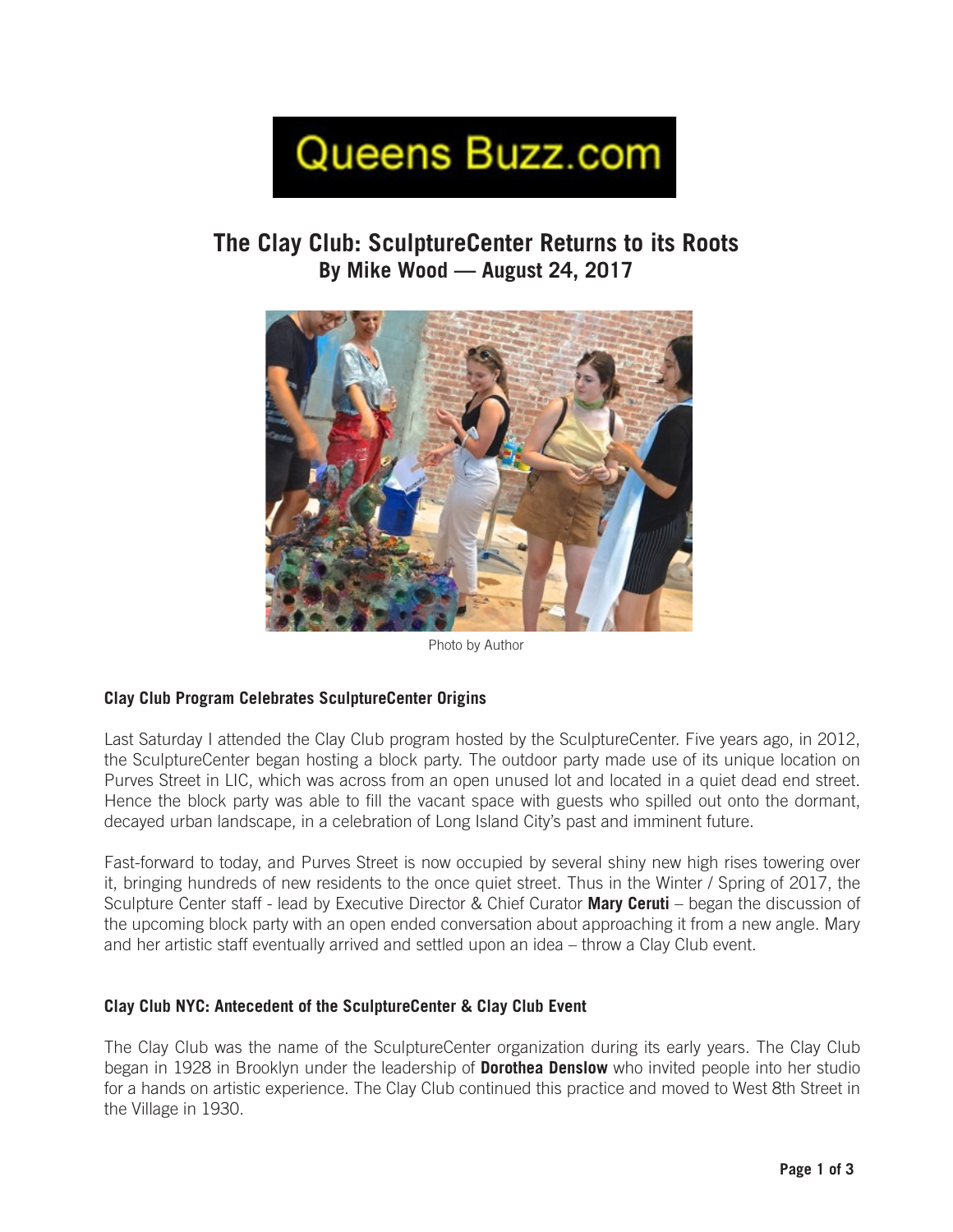Queens Buzz.com

# The Clay Club: SculptureCenter Returns to its Roots

**By Mike Wood — August 24, 2017**

Photo by Author

### Clay Club Program Celebrates SculptureCenter Origins

Last Saturday I attended the Clay Club program hosted by the SculptureCenter. Five years ago, in 2012, the SculptureCenter began hosting a block party. The outdoor party made use of its unique location on Purves Street in LIC, which was across from an open unused lot and located in a quiet dead end street. Hence the block party was able to fill the vacant space with guests who spilled out onto the dormant, decayed urban landscape, in a celebration of Long Island City's past and imminent future.

Fast-forward to today, and Purves Street is now occupied by several shiny new high rises towering over it, bringing hundreds of new residents to the once quiet street. Thus in the Winter / Spring of 2017, the Sculpture Center staff - lead by Executive Director & Chief Curator **Mary Ceruti** – began the discussion of the upcoming block party with an open ended conversation about approaching it from a new angle. Mary and her artistic staff eventually arrived and settled upon an idea – throw a Clay Club event.

### Clay Club NYC: Antecedent of the SculptureCenter & Clay Club Event

The Clay Club was the name of the SculptureCenter organization during its early years. The Clay Club began in 1928 in Brooklyn under the leadership of **Dorothea Denslow** who invited people into her studio for a hands on artistic experience. The Clay Club continued this practice and moved to West 8th Street in the Village in 1930.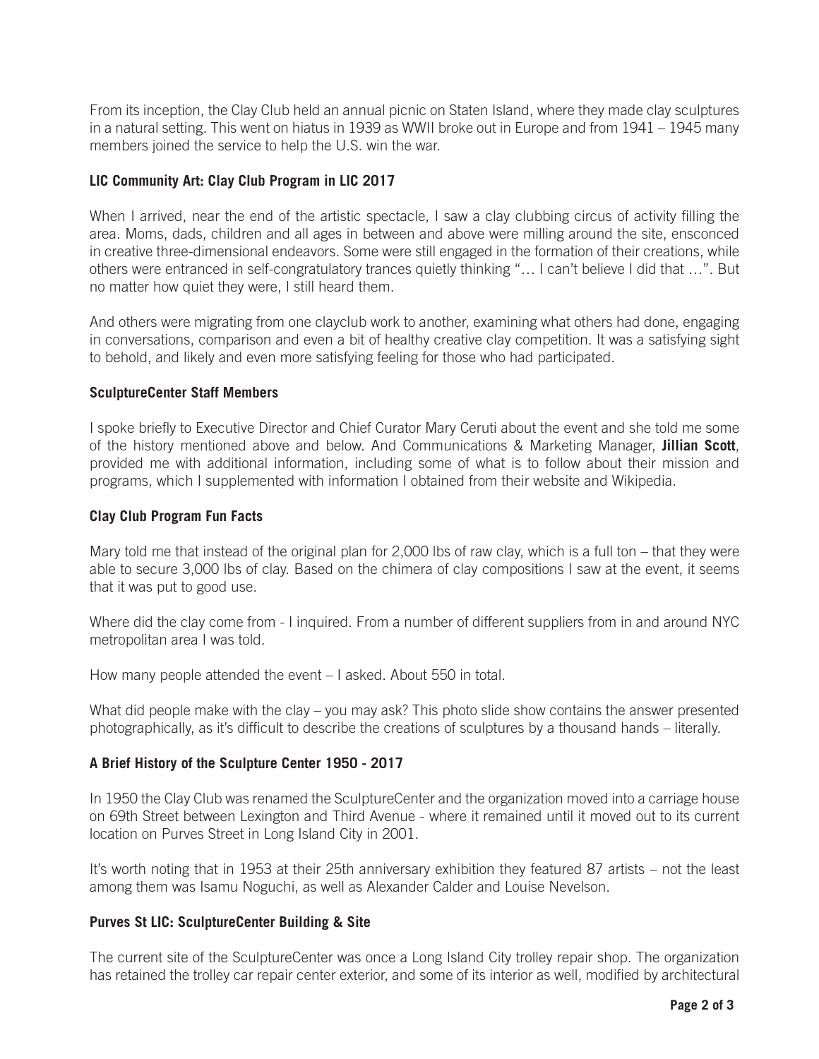From its inception, the Clay Club held an annual picnic on Staten Island, where they made clay sculptures in a natural setting. This went on hiatus in 1939 as WWII broke out in Europe and from 1941 – 1945 many members joined the service to help the U.S. win the war.

### LIC Community Art: Clay Club Program in LIC 2017

When I arrived, near the end of the artistic spectacle, I saw a clay clubbing circus of activity filling the area. Moms, dads, children and all ages in between and above were milling around the site, ensconced in creative three-dimensional endeavors. Some were still engaged in the formation of their creations, while others were entranced in self-congratulatory trances quietly thinking "… I can't believe I did that …". But no matter how quiet they were, I still heard them.

And others were migrating from one clayclub work to another, examining what others had done, engaging in conversations, comparison and even a bit of healthy creative clay competition. It was a satisfying sight to behold, and likely and even more satisfying feeling for those who had participated.

### SculptureCenter Staff Members

I spoke briefly to Executive Director and Chief Curator Mary Ceruti about the event and she told me some of the history mentioned above and below. And Communications & Marketing Manager, **Jillian Scott**, provided me with additional information, including some of what is to follow about their mission and programs, which I supplemented with information I obtained from their website and Wikipedia.

### Clay Club Program Fun Facts

Mary told me that instead of the original plan for 2,000 lbs of raw clay, which is a full ton – that they were able to secure 3,000 lbs of clay. Based on the chimera of clay compositions I saw at the event, it seems that it was put to good use.

Where did the clay come from - I inquired. From a number of different suppliers from in and around NYC metropolitan area I was told.

How many people attended the event – I asked. About 550 in total.

What did people make with the clay – you may ask? This photo slide show contains the answer presented photographically, as it's difficult to describe the creations of sculptures by a thousand hands – literally.

### A Brief History of the Sculpture Center 1950 - 2017

In 1950 the Clay Club was renamed the SculptureCenter and the organization moved into a carriage house on 69th Street between Lexington and Third Avenue - where it remained until it moved out to its current location on Purves Street in Long Island City in 2001.

It's worth noting that in 1953 at their 25th anniversary exhibition they featured 87 artists – not the least among them was Isamu Noguchi, as well as Alexander Calder and Louise Nevelson.

### Purves St LIC: SculptureCenter Building & Site

The current site of the SculptureCenter was once a Long Island City trolley repair shop. The organization has retained the trolley car repair center exterior, and some of its interior as well, modified by architectural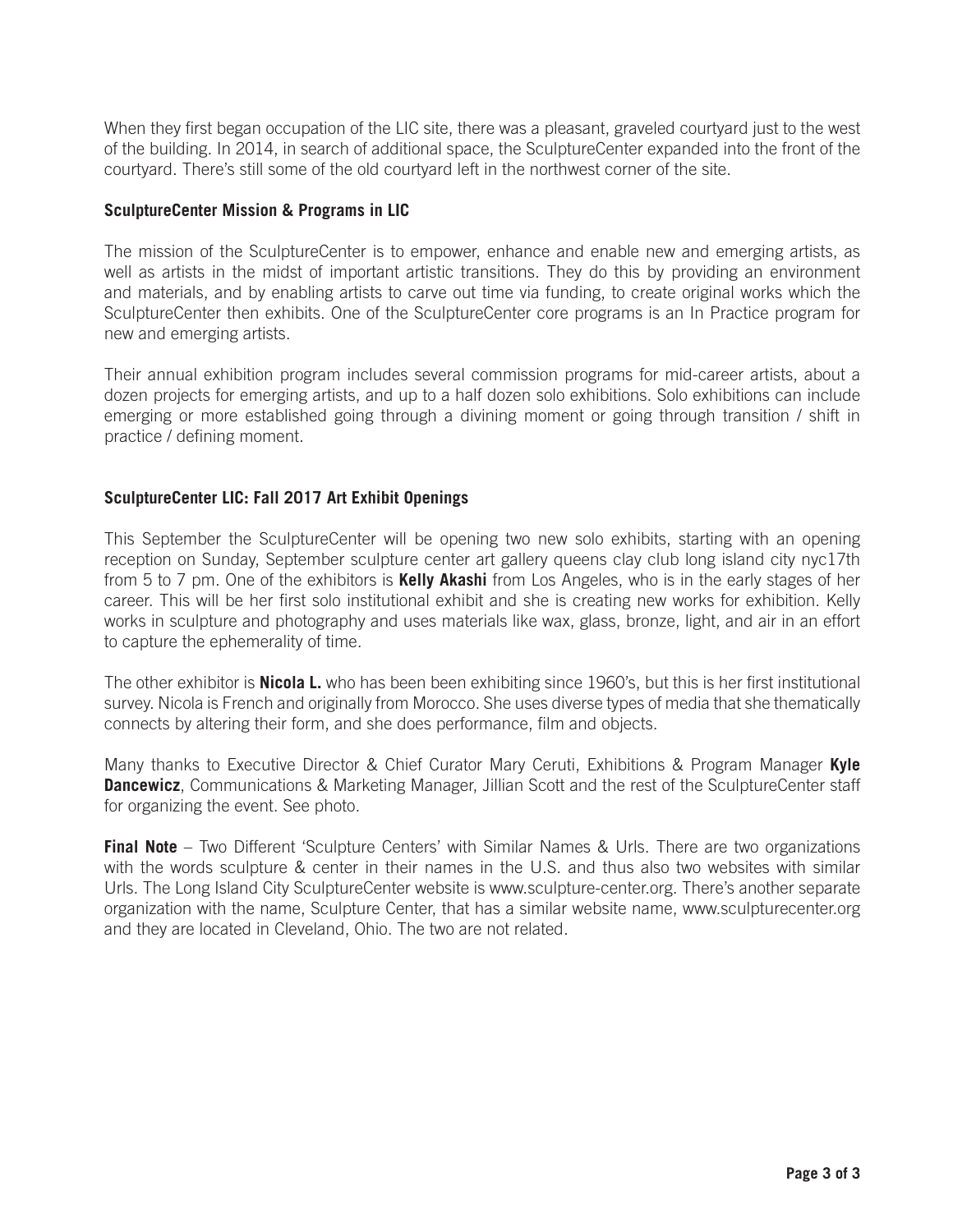When they first began occupation of the LIC site, there was a pleasant, graveled courtyard just to the west of the building. In 2014, in search of additional space, the SculptureCenter expanded into the front of the courtyard. There's still some of the old courtyard left in the northwest corner of the site.

**SculptureCenter Mission & Programs in LIC**

The mission of the SculptureCenter is to empower, enhance and enable new and emerging artists, as well as artists in the midst of important artistic transitions. They do this by providing an environment and materials, and by enabling artists to carve out time via funding, to create original works which the SculptureCenter then exhibits. One of the SculptureCenter core programs is an In Practice program for new and emerging artists.

Their annual exhibition program includes several commission programs for mid-career artists, about a dozen projects for emerging artists, and up to a half dozen solo exhibitions. Solo exhibitions can include emerging or more established going through a divining moment or going through transition / shift in practice / defining moment.

**SculptureCenter LIC: Fall 2017 Art Exhibit Openings**

This September the SculptureCenter will be opening two new solo exhibits, starting with an opening reception on Sunday, September sculpture center art gallery queens clay club long island city nyc17th from 5 to 7 pm. One of the exhibitors is **Kelly Akashi** from Los Angeles, who is in the early stages of her career. This will be her first solo institutional exhibit and she is creating new works for exhibition. Kelly works in sculpture and photography and uses materials like wax, glass, bronze, light, and air in an effort to capture the ephemerality of time.

The other exhibitor is **Nicola L.** who has been been exhibiting since 1960's, but this is her first institutional survey. Nicola is French and originally from Morocco. She uses diverse types of media that she thematically connects by altering their form, and she does performance, film and objects.

Many thanks to Executive Director & Chief Curator Mary Ceruti, Exhibitions & Program Manager **Kyle Dancewicz**, Communications & Marketing Manager, Jillian Scott and the rest of the SculptureCenter staff for organizing the event. See photo.

**Final Note** – Two Different 'Sculpture Centers' with Similar Names & Urls. There are two organizations with the words sculpture & center in their names in the U.S. and thus also two websites with similar Urls. The Long Island City SculptureCenter website is www.sculpture-center.org. There's another separate organization with the name, Sculpture Center, that has a similar website name, www.sculpturecenter.org and they are located in Cleveland, Ohio. The two are not related.